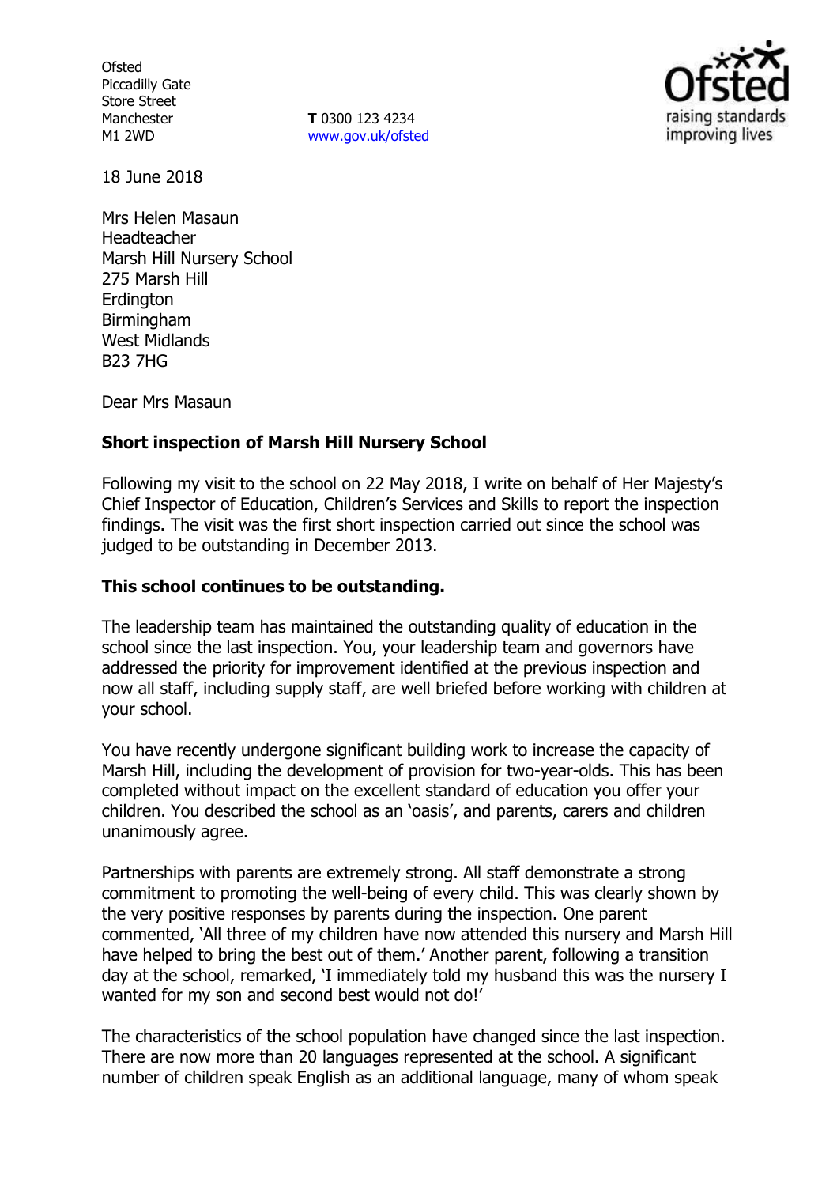Ofsted
Piccadilly Gate
Store Street
Manchester
M1 2WD

**T** 0300 123 4234
www.gov.uk/ofsted

18 June 2018

Mrs Helen Masaun
Headteacher
Marsh Hill Nursery School
275 Marsh Hill
Erdington
Birmingham
West Midlands
B23 7HG

Dear Mrs Masaun

**Short inspection of Marsh Hill Nursery School**

Following my visit to the school on 22 May 2018, I write on behalf of Her Majesty's Chief Inspector of Education, Children's Services and Skills to report the inspection findings. The visit was the first short inspection carried out since the school was judged to be outstanding in December 2013.

**This school continues to be outstanding.**

The leadership team has maintained the outstanding quality of education in the school since the last inspection. You, your leadership team and governors have addressed the priority for improvement identified at the previous inspection and now all staff, including supply staff, are well briefed before working with children at your school.

You have recently undergone significant building work to increase the capacity of Marsh Hill, including the development of provision for two-year-olds. This has been completed without impact on the excellent standard of education you offer your children. You described the school as an 'oasis', and parents, carers and children unanimously agree.

Partnerships with parents are extremely strong. All staff demonstrate a strong commitment to promoting the well-being of every child. This was clearly shown by the very positive responses by parents during the inspection. One parent commented, 'All three of my children have now attended this nursery and Marsh Hill have helped to bring the best out of them.' Another parent, following a transition day at the school, remarked, 'I immediately told my husband this was the nursery I wanted for my son and second best would not do!'

The characteristics of the school population have changed since the last inspection. There are now more than 20 languages represented at the school. A significant number of children speak English as an additional language, many of whom speak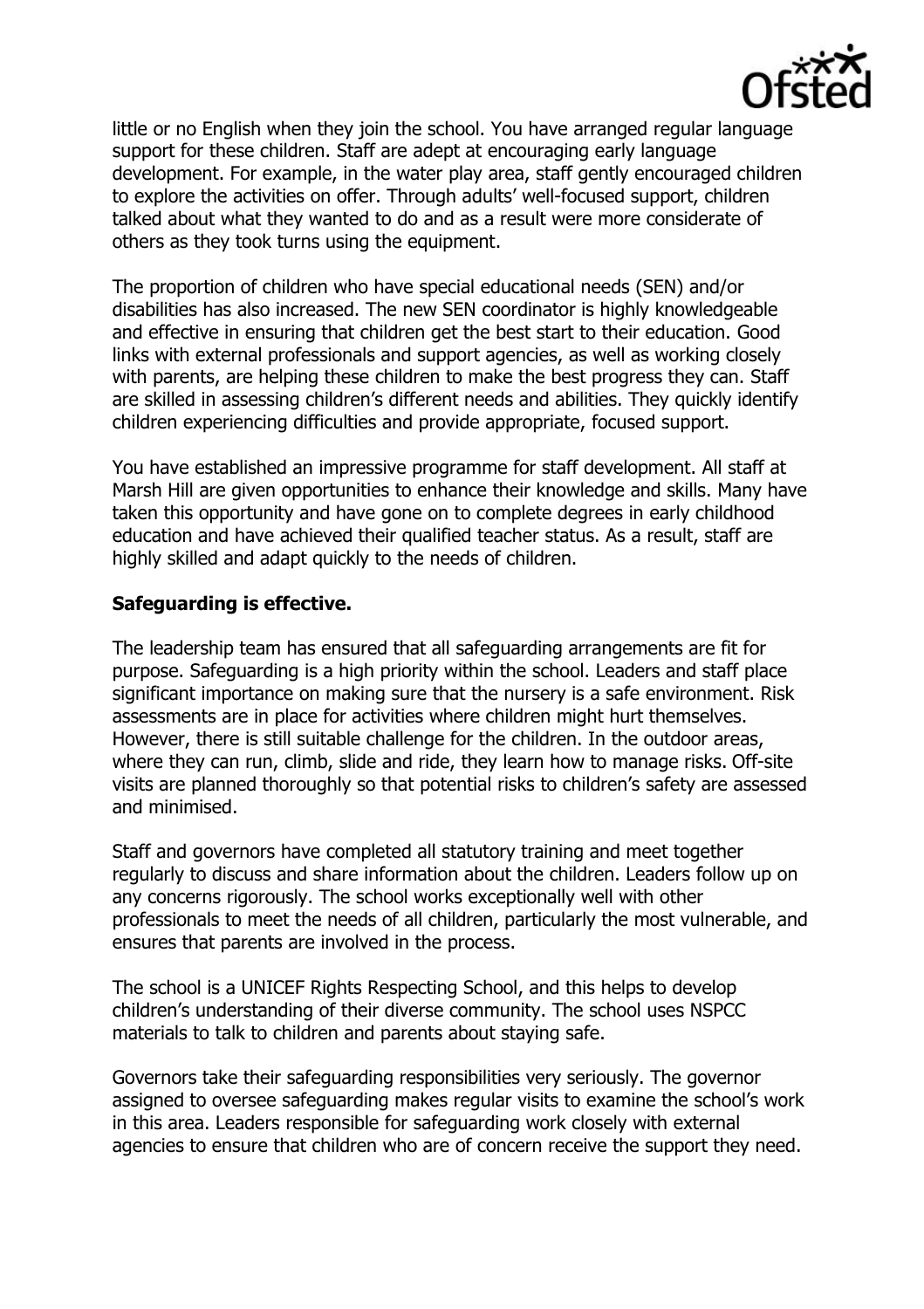little or no English when they join the school. You have arranged regular language support for these children. Staff are adept at encouraging early language development. For example, in the water play area, staff gently encouraged children to explore the activities on offer. Through adults' well-focused support, children talked about what they wanted to do and as a result were more considerate of others as they took turns using the equipment.

The proportion of children who have special educational needs (SEN) and/or disabilities has also increased. The new SEN coordinator is highly knowledgeable and effective in ensuring that children get the best start to their education. Good links with external professionals and support agencies, as well as working closely with parents, are helping these children to make the best progress they can. Staff are skilled in assessing children's different needs and abilities. They quickly identify children experiencing difficulties and provide appropriate, focused support.

You have established an impressive programme for staff development. All staff at Marsh Hill are given opportunities to enhance their knowledge and skills. Many have taken this opportunity and have gone on to complete degrees in early childhood education and have achieved their qualified teacher status. As a result, staff are highly skilled and adapt quickly to the needs of children.

**Safeguarding is effective.**

The leadership team has ensured that all safeguarding arrangements are fit for purpose. Safeguarding is a high priority within the school. Leaders and staff place significant importance on making sure that the nursery is a safe environment. Risk assessments are in place for activities where children might hurt themselves. However, there is still suitable challenge for the children. In the outdoor areas, where they can run, climb, slide and ride, they learn how to manage risks. Off-site visits are planned thoroughly so that potential risks to children's safety are assessed and minimised.

Staff and governors have completed all statutory training and meet together regularly to discuss and share information about the children. Leaders follow up on any concerns rigorously. The school works exceptionally well with other professionals to meet the needs of all children, particularly the most vulnerable, and ensures that parents are involved in the process.

The school is a UNICEF Rights Respecting School, and this helps to develop children's understanding of their diverse community. The school uses NSPCC materials to talk to children and parents about staying safe.

Governors take their safeguarding responsibilities very seriously. The governor assigned to oversee safeguarding makes regular visits to examine the school's work in this area. Leaders responsible for safeguarding work closely with external agencies to ensure that children who are of concern receive the support they need.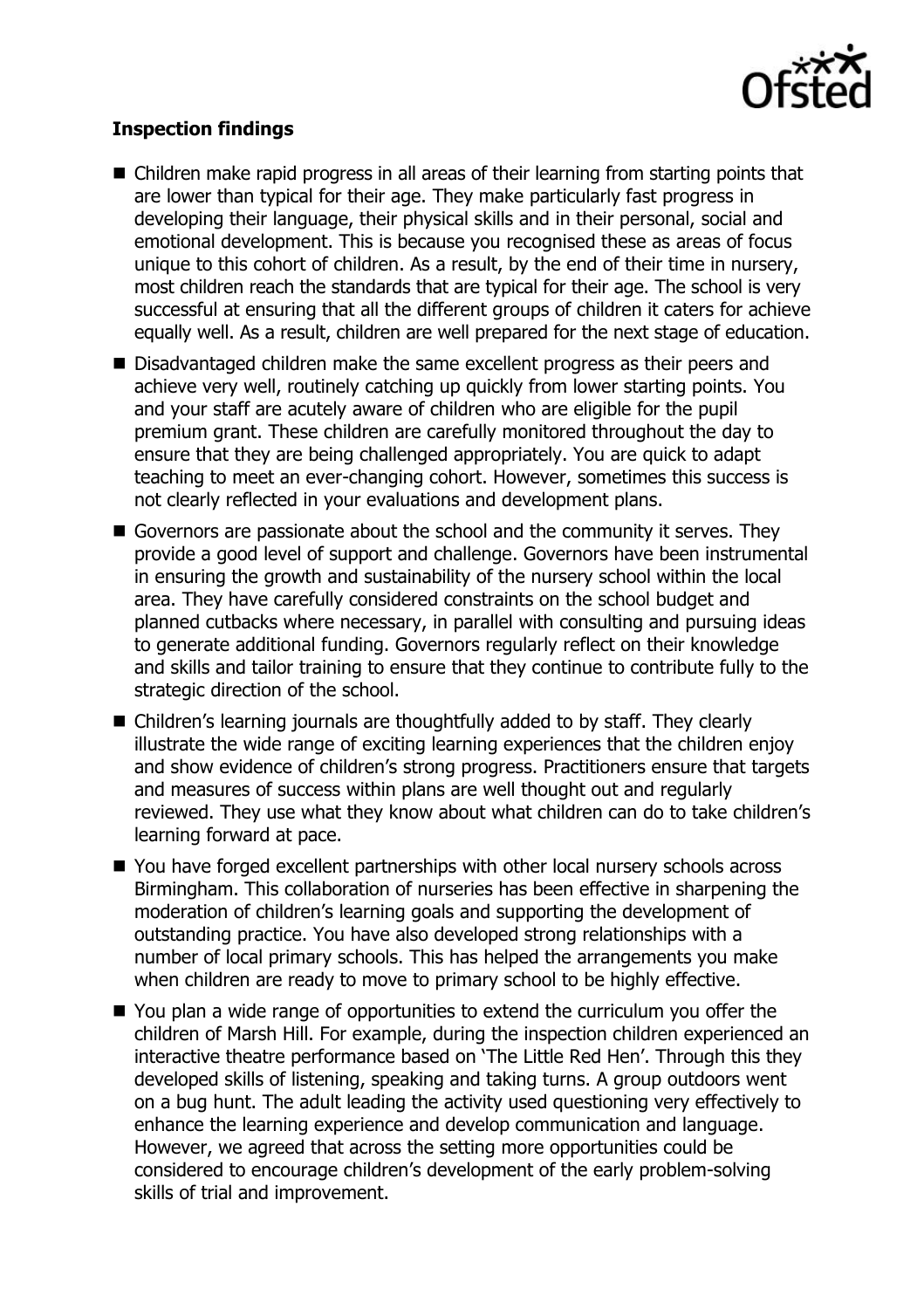**Inspection findings**

- Children make rapid progress in all areas of their learning from starting points that are lower than typical for their age. They make particularly fast progress in developing their language, their physical skills and in their personal, social and emotional development. This is because you recognised these as areas of focus unique to this cohort of children. As a result, by the end of their time in nursery, most children reach the standards that are typical for their age. The school is very successful at ensuring that all the different groups of children it caters for achieve equally well. As a result, children are well prepared for the next stage of education.
- Disadvantaged children make the same excellent progress as their peers and achieve very well, routinely catching up quickly from lower starting points. You and your staff are acutely aware of children who are eligible for the pupil premium grant. These children are carefully monitored throughout the day to ensure that they are being challenged appropriately. You are quick to adapt teaching to meet an ever-changing cohort. However, sometimes this success is not clearly reflected in your evaluations and development plans.
- Governors are passionate about the school and the community it serves. They provide a good level of support and challenge. Governors have been instrumental in ensuring the growth and sustainability of the nursery school within the local area. They have carefully considered constraints on the school budget and planned cutbacks where necessary, in parallel with consulting and pursuing ideas to generate additional funding. Governors regularly reflect on their knowledge and skills and tailor training to ensure that they continue to contribute fully to the strategic direction of the school.
- Children's learning journals are thoughtfully added to by staff. They clearly illustrate the wide range of exciting learning experiences that the children enjoy and show evidence of children's strong progress. Practitioners ensure that targets and measures of success within plans are well thought out and regularly reviewed. They use what they know about what children can do to take children's learning forward at pace.
- You have forged excellent partnerships with other local nursery schools across Birmingham. This collaboration of nurseries has been effective in sharpening the moderation of children's learning goals and supporting the development of outstanding practice. You have also developed strong relationships with a number of local primary schools. This has helped the arrangements you make when children are ready to move to primary school to be highly effective.
- You plan a wide range of opportunities to extend the curriculum you offer the children of Marsh Hill. For example, during the inspection children experienced an interactive theatre performance based on 'The Little Red Hen'. Through this they developed skills of listening, speaking and taking turns. A group outdoors went on a bug hunt. The adult leading the activity used questioning very effectively to enhance the learning experience and develop communication and language. However, we agreed that across the setting more opportunities could be considered to encourage children's development of the early problem-solving skills of trial and improvement.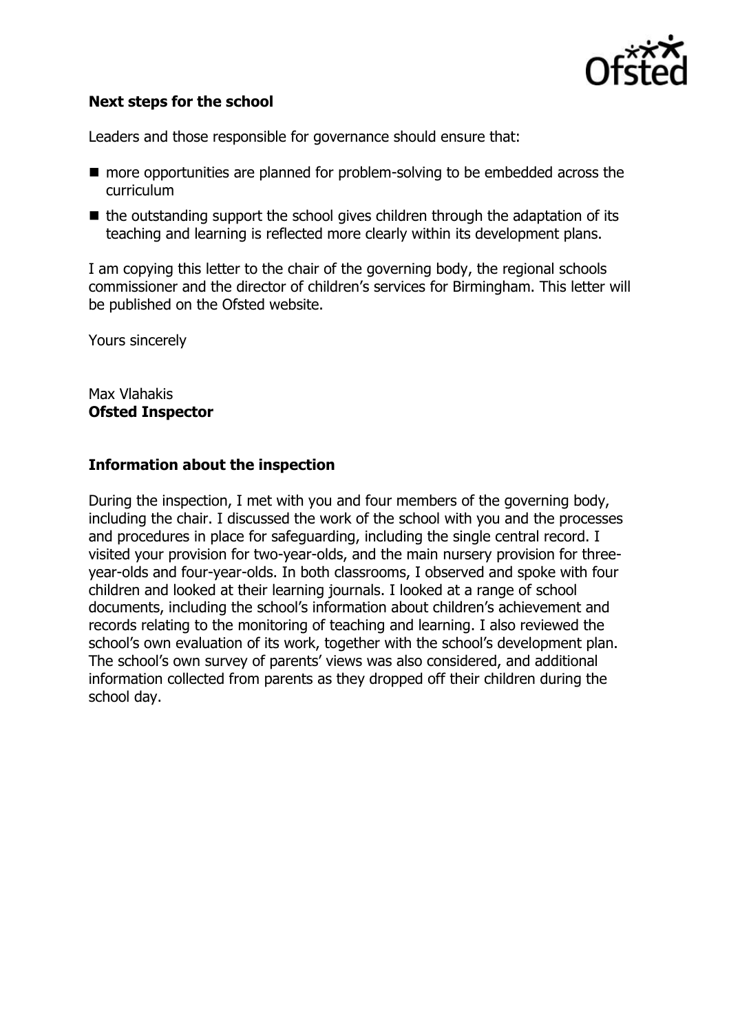**Next steps for the school**

Leaders and those responsible for governance should ensure that:

- more opportunities are planned for problem-solving to be embedded across the curriculum
- the outstanding support the school gives children through the adaptation of its teaching and learning is reflected more clearly within its development plans.

I am copying this letter to the chair of the governing body, the regional schools commissioner and the director of children's services for Birmingham. This letter will be published on the Ofsted website.

Yours sincerely

Max Vlahakis
**Ofsted Inspector**

## Information about the inspection

During the inspection, I met with you and four members of the governing body, including the chair. I discussed the work of the school with you and the processes and procedures in place for safeguarding, including the single central record. I visited your provision for two-year-olds, and the main nursery provision for three-year-olds and four-year-olds. In both classrooms, I observed and spoke with four children and looked at their learning journals. I looked at a range of school documents, including the school's information about children's achievement and records relating to the monitoring of teaching and learning. I also reviewed the school's own evaluation of its work, together with the school's development plan. The school's own survey of parents' views was also considered, and additional information collected from parents as they dropped off their children during the school day.